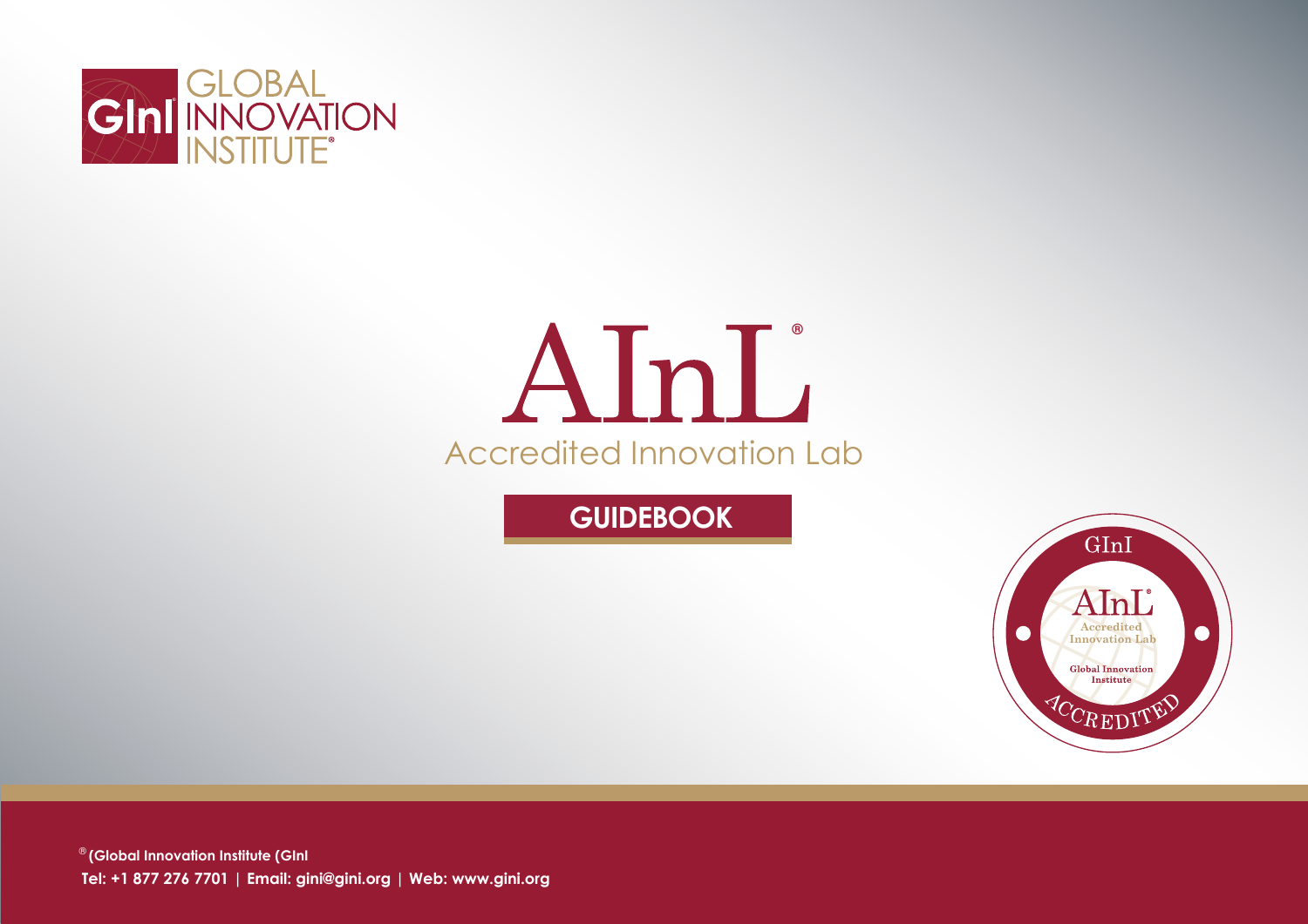GLOBAL INNOVATION INSTITUTE®

# AInL®

## Accredited Innovation Lab

**GUIDEBOOK**

®(Global Innovation Institute (GInI

**Tel: +1 877 276 7701 | Email: gini@gini.org | Web: www.gini.org**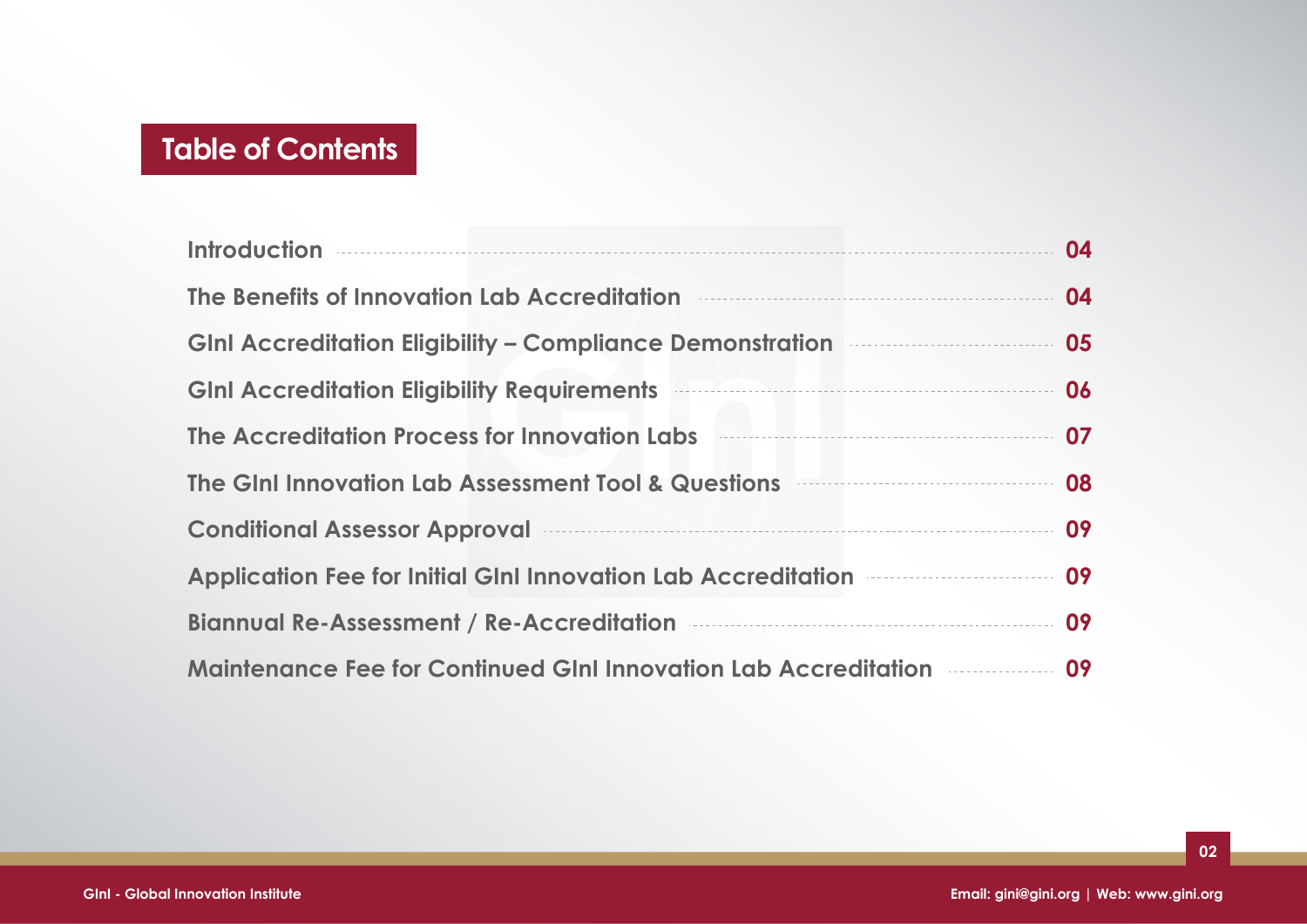## Table of Contents

| Section | Page |
| --- | --- |
| Introduction | 04 |
| The Benefits of Innovation Lab Accreditation | 04 |
| GInI Accreditation Eligibility – Compliance Demonstration | 05 |
| GInI Accreditation Eligibility Requirements | 06 |
| The Accreditation Process for Innovation Labs | 07 |
| The GInI Innovation Lab Assessment Tool & Questions | 08 |
| Conditional Assessor Approval | 09 |
| Application Fee for Initial GInI Innovation Lab Accreditation | 09 |
| Biannual Re-Assessment / Re-Accreditation | 09 |
| Maintenance Fee for Continued GInI Innovation Lab Accreditation | 09 |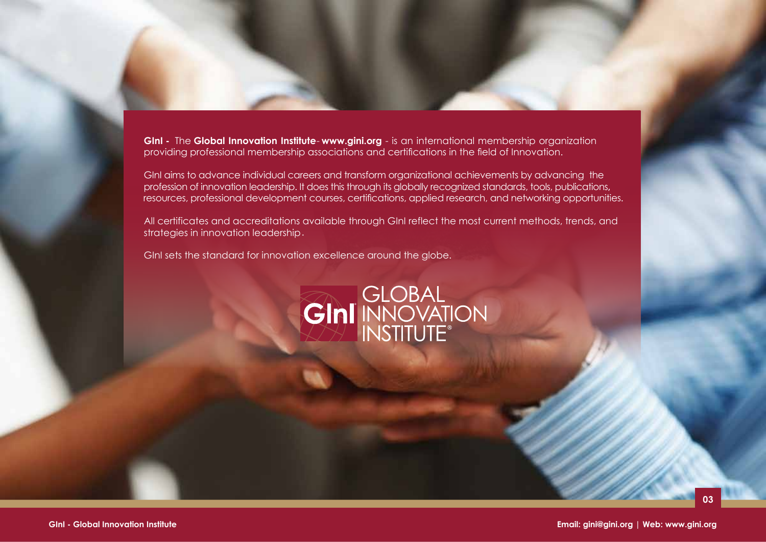**GInI -** The **Global Innovation Institute**- **www.gini.org** - is an international membership organization providing professional membership associations and certifications in the field of Innovation.

GInI aims to advance individual careers and transform organizational achievements by advancing the profession of innovation leadership. It does this through its globally recognized standards, tools, publications, resources, professional development courses, certifications, applied research, and networking opportunities.

All certificates and accreditations available through GInI reflect the most current methods, trends, and strategies in innovation leadership.

GInI sets the standard for innovation excellence around the globe.

GInI GLOBAL INNOVATION INSTITUTE®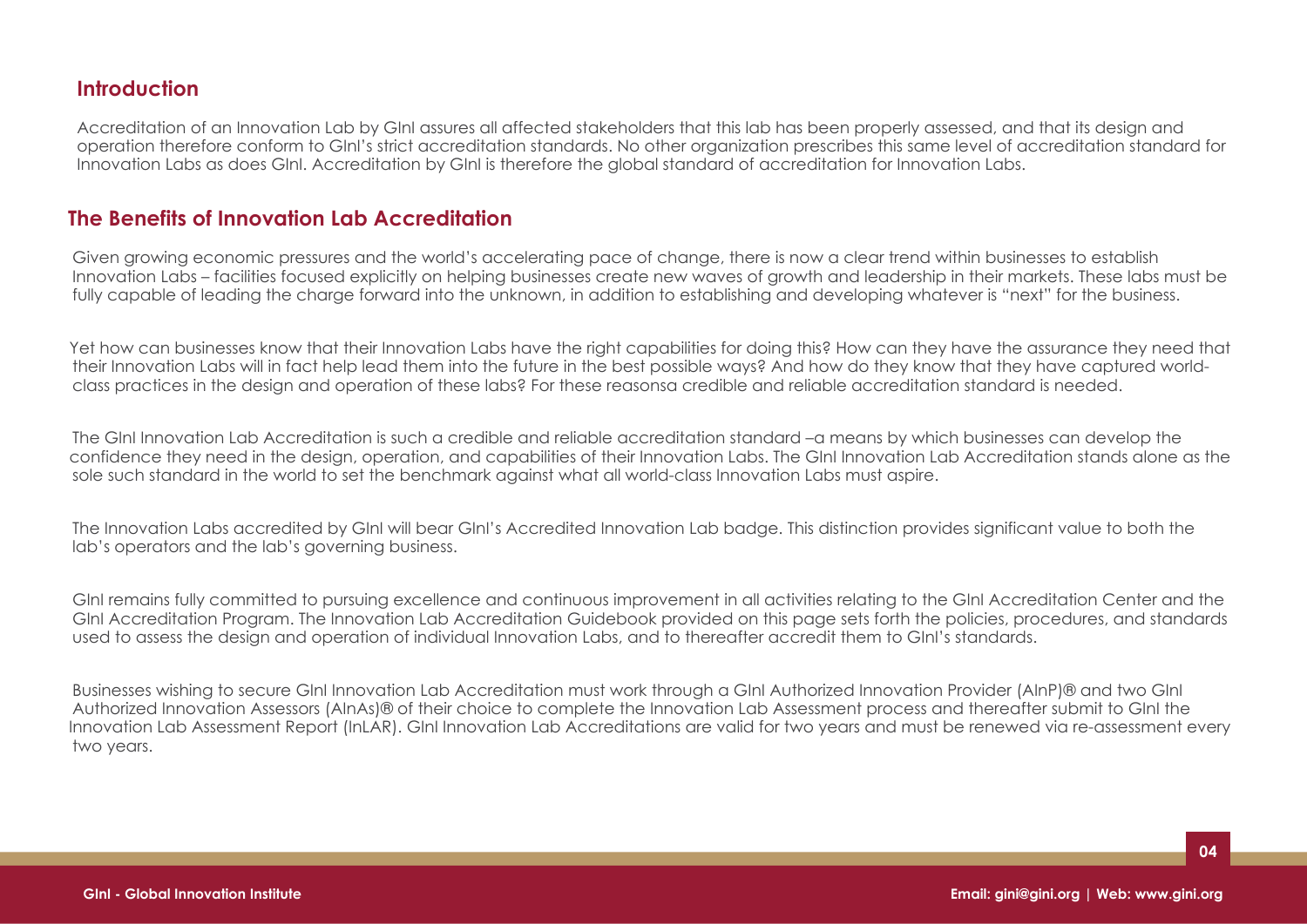## Introduction

Accreditation of an Innovation Lab by GInI assures all affected stakeholders that this lab has been properly assessed, and that its design and operation therefore conform to GInI's strict accreditation standards. No other organization prescribes this same level of accreditation standard for Innovation Labs as does GInI. Accreditation by GInI is therefore the global standard of accreditation for Innovation Labs.

## The Benefits of Innovation Lab Accreditation

Given growing economic pressures and the world's accelerating pace of change, there is now a clear trend within businesses to establish Innovation Labs – facilities focused explicitly on helping businesses create new waves of growth and leadership in their markets. These labs must be fully capable of leading the charge forward into the unknown, in addition to establishing and developing whatever is "next" for the business.

Yet how can businesses know that their Innovation Labs have the right capabilities for doing this? How can they have the assurance they need that their Innovation Labs will in fact help lead them into the future in the best possible ways? And how do they know that they have captured world-class practices in the design and operation of these labs? For these reasonsa credible and reliable accreditation standard is needed.

The GInI Innovation Lab Accreditation is such a credible and reliable accreditation standard –a means by which businesses can develop the confidence they need in the design, operation, and capabilities of their Innovation Labs. The GInI Innovation Lab Accreditation stands alone as the sole such standard in the world to set the benchmark against what all world-class Innovation Labs must aspire.

The Innovation Labs accredited by GInI will bear GInI's Accredited Innovation Lab badge. This distinction provides significant value to both the lab's operators and the lab's governing business.

GInI remains fully committed to pursuing excellence and continuous improvement in all activities relating to the GInI Accreditation Center and the GInI Accreditation Program. The Innovation Lab Accreditation Guidebook provided on this page sets forth the policies, procedures, and standards used to assess the design and operation of individual Innovation Labs, and to thereafter accredit them to GInI's standards.

Businesses wishing to secure GInI Innovation Lab Accreditation must work through a GInI Authorized Innovation Provider (AInP)® and two GInI Authorized Innovation Assessors (AInAs)® of their choice to complete the Innovation Lab Assessment process and thereafter submit to GInI the Innovation Lab Assessment Report (InLAR). GInI Innovation Lab Accreditations are valid for two years and must be renewed via re-assessment every two years.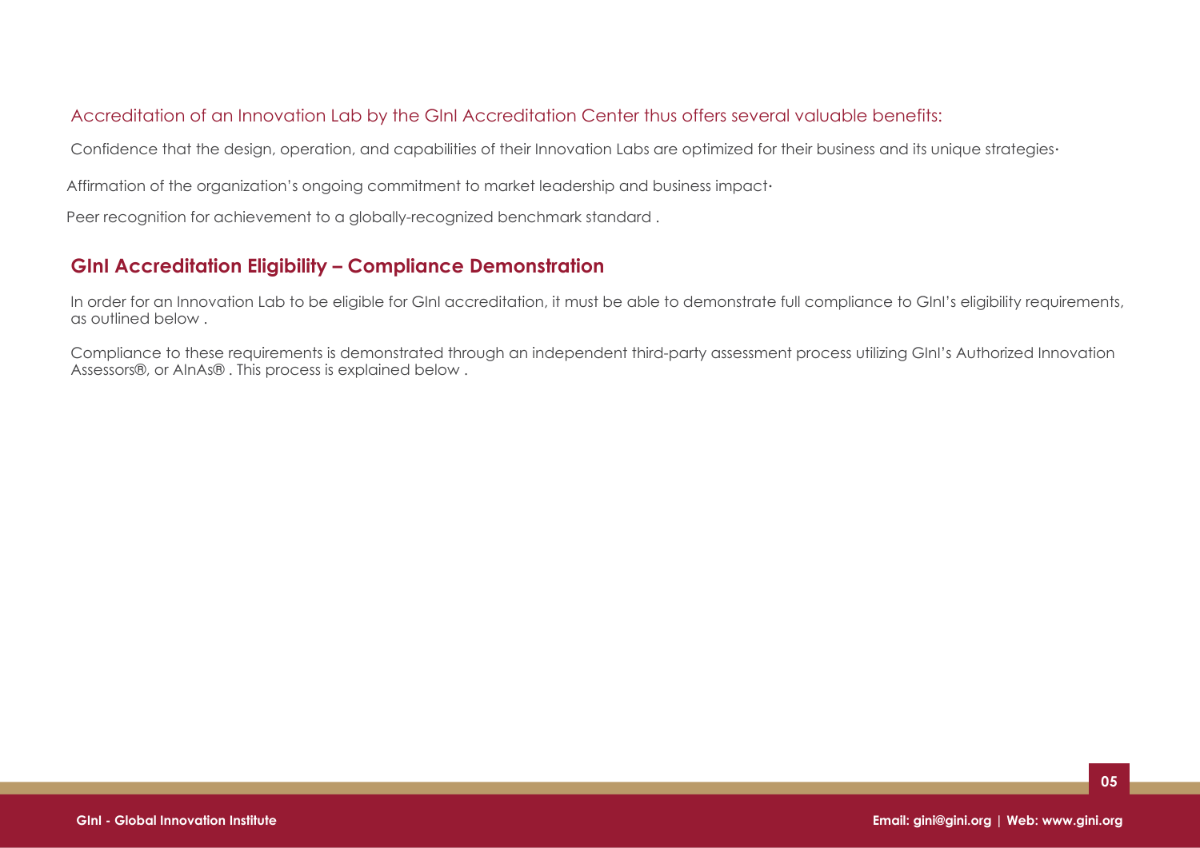Accreditation of an Innovation Lab by the GInI Accreditation Center thus offers several valuable benefits:

- Confidence that the design, operation, and capabilities of their Innovation Labs are optimized for their business and its unique strategies
- Affirmation of the organization's ongoing commitment to market leadership and business impact
- Peer recognition for achievement to a globally-recognized benchmark standard .

## GInI Accreditation Eligibility – Compliance Demonstration

In order for an Innovation Lab to be eligible for GInI accreditation, it must be able to demonstrate full compliance to GInI's eligibility requirements, as outlined below .

Compliance to these requirements is demonstrated through an independent third-party assessment process utilizing GInI's Authorized Innovation Assessors®, or AInAs® . This process is explained below .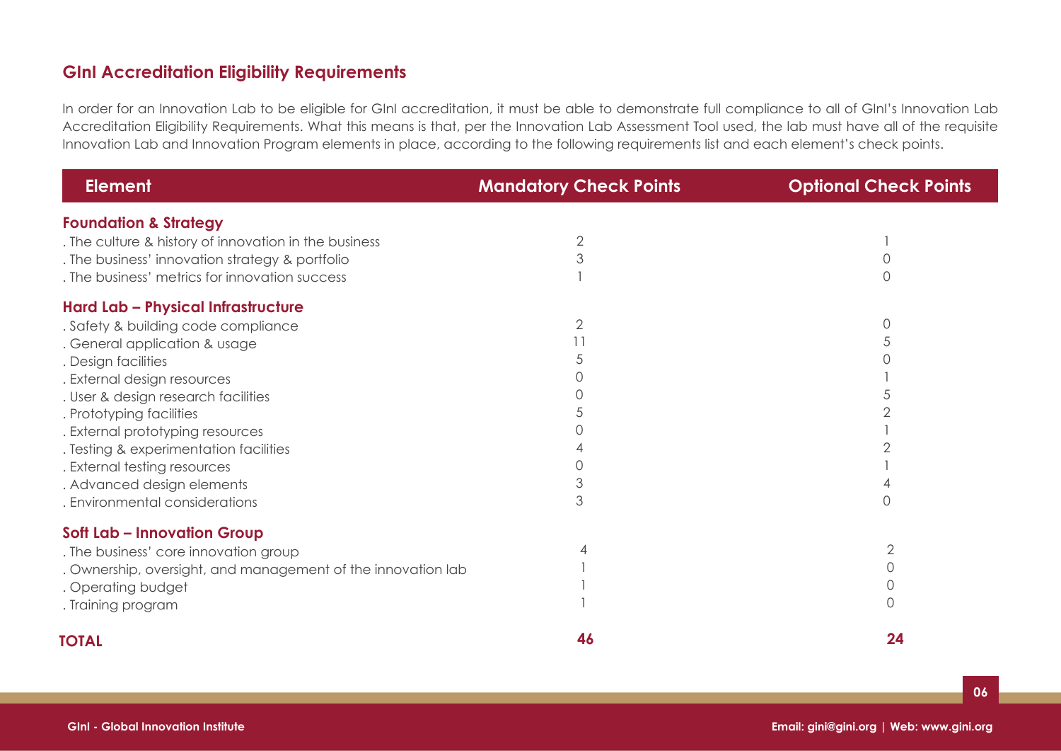## GInI Accreditation Eligibility Requirements

In order for an Innovation Lab to be eligible for GInI accreditation, it must be able to demonstrate full compliance to all of GInI's Innovation Lab Accreditation Eligibility Requirements. What this means is that, per the Innovation Lab Assessment Tool used, the lab must have all of the requisite Innovation Lab and Innovation Program elements in place, according to the following requirements list and each element's check points.

| Element | Mandatory Check Points | Optional Check Points |
|---|---|---|
| **Foundation & Strategy** | | |
| . The culture & history of innovation in the business | 2 | 1 |
| . The business' innovation strategy & portfolio | 3 | 0 |
| . The business' metrics for innovation success | 1 | 0 |
| **Hard Lab – Physical Infrastructure** | | |
| . Safety & building code compliance | 2 | 0 |
| . General application & usage | 11 | 5 |
| . Design facilities | 5 | 0 |
| . External design resources | 0 | 1 |
| . User & design research facilities | 0 | 5 |
| . Prototyping facilities | 5 | 2 |
| . External prototyping resources | 0 | 1 |
| . Testing & experimentation facilities | 4 | 2 |
| . External testing resources | 0 | 1 |
| . Advanced design elements | 3 | 4 |
| . Environmental considerations | 3 | 0 |
| **Soft Lab – Innovation Group** | | |
| . The business' core innovation group | 4 | 2 |
| . Ownership, oversight, and management of the innovation lab | 1 | 0 |
| . Operating budget | 1 | 0 |
| . Training program | 1 | 0 |
| **TOTAL** | **46** | **24** |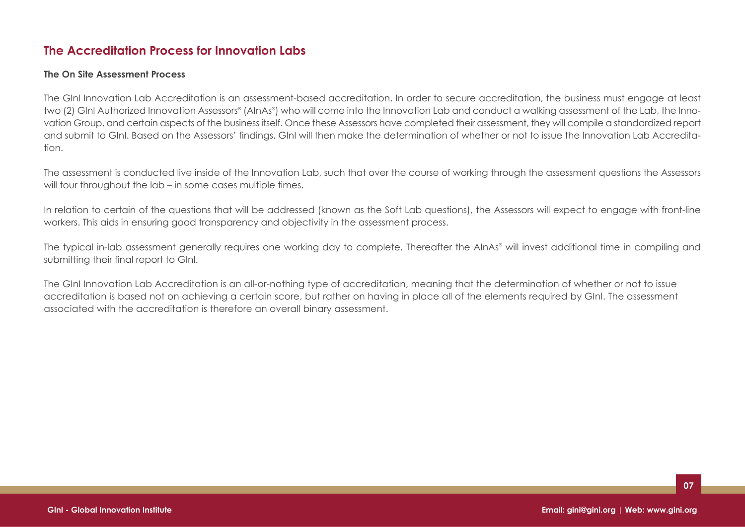## The Accreditation Process for Innovation Labs

### The On Site Assessment Process

The GInI Innovation Lab Accreditation is an assessment-based accreditation. In order to secure accreditation, the business must engage at least two (2) GInI Authorized Innovation Assessors® (AInAs®) who will come into the Innovation Lab and conduct a walking assessment of the Lab, the Innovation Group, and certain aspects of the business itself. Once these Assessors have completed their assessment, they will compile a standardized report and submit to GInI. Based on the Assessors' findings, GInI will then make the determination of whether or not to issue the Innovation Lab Accreditation.

The assessment is conducted live inside of the Innovation Lab, such that over the course of working through the assessment questions the Assessors will tour throughout the lab – in some cases multiple times.

In relation to certain of the questions that will be addressed (known as the Soft Lab questions), the Assessors will expect to engage with front-line workers. This aids in ensuring good transparency and objectivity in the assessment process.

The typical in-lab assessment generally requires one working day to complete. Thereafter the AInAs® will invest additional time in compiling and submitting their final report to GInI.

The GInI Innovation Lab Accreditation is an all-or-nothing type of accreditation, meaning that the determination of whether or not to issue accreditation is based not on achieving a certain score, but rather on having in place all of the elements required by GInI. The assessment associated with the accreditation is therefore an overall binary assessment.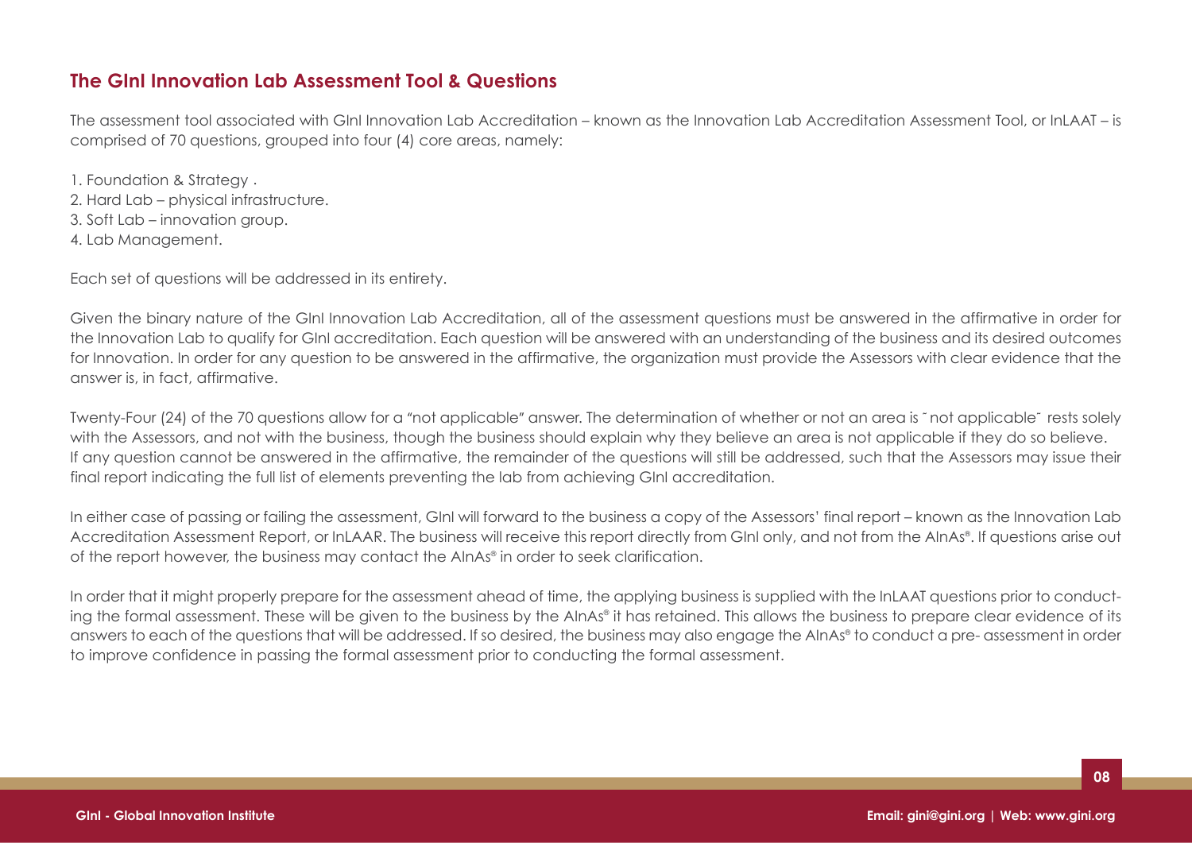## The GInI Innovation Lab Assessment Tool & Questions

The assessment tool associated with GInI Innovation Lab Accreditation – known as the Innovation Lab Accreditation Assessment Tool, or InLAAT – is comprised of 70 questions, grouped into four (4) core areas, namely:

1. Foundation & Strategy .
2. Hard Lab – physical infrastructure.
3. Soft Lab – innovation group.
4. Lab Management.

Each set of questions will be addressed in its entirety.

Given the binary nature of the GInI Innovation Lab Accreditation, all of the assessment questions must be answered in the affirmative in order for the Innovation Lab to qualify for GInI accreditation. Each question will be answered with an understanding of the business and its desired outcomes for Innovation. In order for any question to be answered in the affirmative, the organization must provide the Assessors with clear evidence that the answer is, in fact, affirmative.

Twenty-Four (24) of the 70 questions allow for a "not applicable" answer. The determination of whether or not an area is ˝not applicable˝ rests solely with the Assessors, and not with the business, though the business should explain why they believe an area is not applicable if they do so believe. If any question cannot be answered in the affirmative, the remainder of the questions will still be addressed, such that the Assessors may issue their final report indicating the full list of elements preventing the lab from achieving GInI accreditation.

In either case of passing or failing the assessment, GInI will forward to the business a copy of the Assessors' final report – known as the Innovation Lab Accreditation Assessment Report, or InLAAR. The business will receive this report directly from GInI only, and not from the AInAs®. If questions arise out of the report however, the business may contact the AInAs® in order to seek clarification.

In order that it might properly prepare for the assessment ahead of time, the applying business is supplied with the InLAAT questions prior to conducting the formal assessment. These will be given to the business by the AInAs® it has retained. This allows the business to prepare clear evidence of its answers to each of the questions that will be addressed. If so desired, the business may also engage the AInAs® to conduct a pre- assessment in order to improve confidence in passing the formal assessment prior to conducting the formal assessment.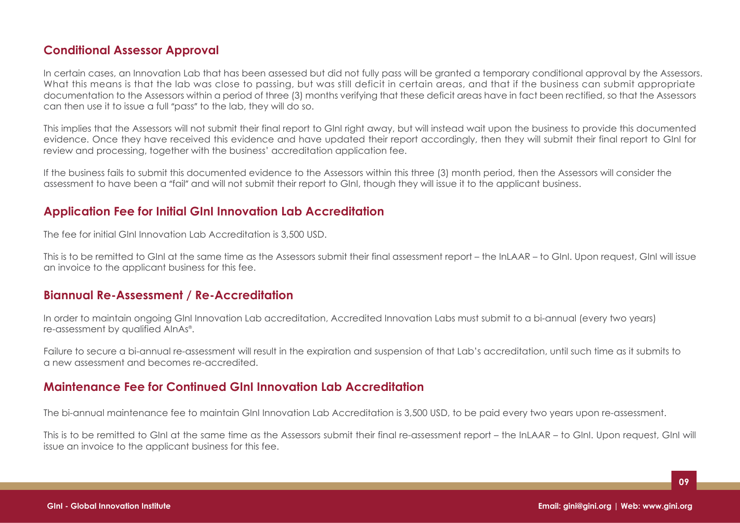## Conditional Assessor Approval

In certain cases, an Innovation Lab that has been assessed but did not fully pass will be granted a temporary conditional approval by the Assessors. What this means is that the lab was close to passing, but was still deficit in certain areas, and that if the business can submit appropriate documentation to the Assessors within a period of three (3) months verifying that these deficit areas have in fact been rectified, so that the Assessors can then use it to issue a full "pass" to the lab, they will do so.

This implies that the Assessors will not submit their final report to GInI right away, but will instead wait upon the business to provide this documented evidence. Once they have received this evidence and have updated their report accordingly, then they will submit their final report to GInI for review and processing, together with the business' accreditation application fee.

If the business fails to submit this documented evidence to the Assessors within this three (3) month period, then the Assessors will consider the assessment to have been a "fail" and will not submit their report to GInI, though they will issue it to the applicant business.

## Application Fee for Initial GInI Innovation Lab Accreditation

The fee for initial GInI Innovation Lab Accreditation is 3,500 USD.

This is to be remitted to GInI at the same time as the Assessors submit their final assessment report – the InLAAR – to GInI. Upon request, GInI will issue an invoice to the applicant business for this fee.

## Biannual Re-Assessment / Re-Accreditation

In order to maintain ongoing GInI Innovation Lab accreditation, Accredited Innovation Labs must submit to a bi-annual (every two years) re-assessment by qualified AInAs®.

Failure to secure a bi-annual re-assessment will result in the expiration and suspension of that Lab's accreditation, until such time as it submits to a new assessment and becomes re-accredited.

## Maintenance Fee for Continued GInI Innovation Lab Accreditation

The bi-annual maintenance fee to maintain GInI Innovation Lab Accreditation is 3,500 USD, to be paid every two years upon re-assessment.

This is to be remitted to GInI at the same time as the Assessors submit their final re-assessment report – the InLAAR – to GInI. Upon request, GInI will issue an invoice to the applicant business for this fee.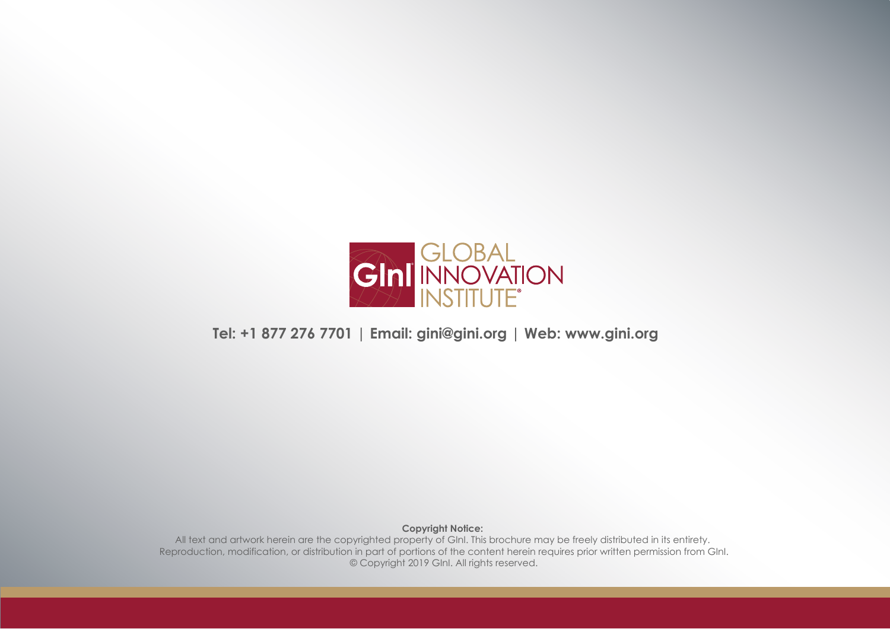GInI GLOBAL INNOVATION INSTITUTE®

**Tel: +1 877 276 7701** | **Email: gini@gini.org** | **Web: www.gini.org**

**Copyright Notice:**

All text and artwork herein are the copyrighted property of GInI. This brochure may be freely distributed in its entirety.
Reproduction, modification, or distribution in part of portions of the content herein requires prior written permission from GInI.
© Copyright 2019 GInI. All rights reserved.